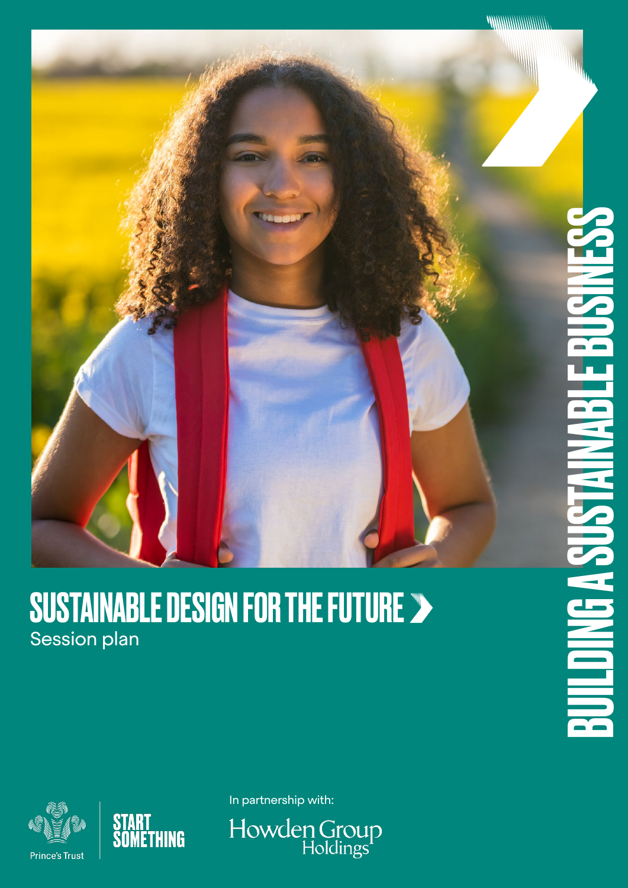# SUSTAINABLE DESIGN FOR THE FUTURE

Session plan

BUILDING A SUSTAINABLE BUSINESS

Prince's Trust

START SOMETHING

In partnership with:

Howden Group Holdings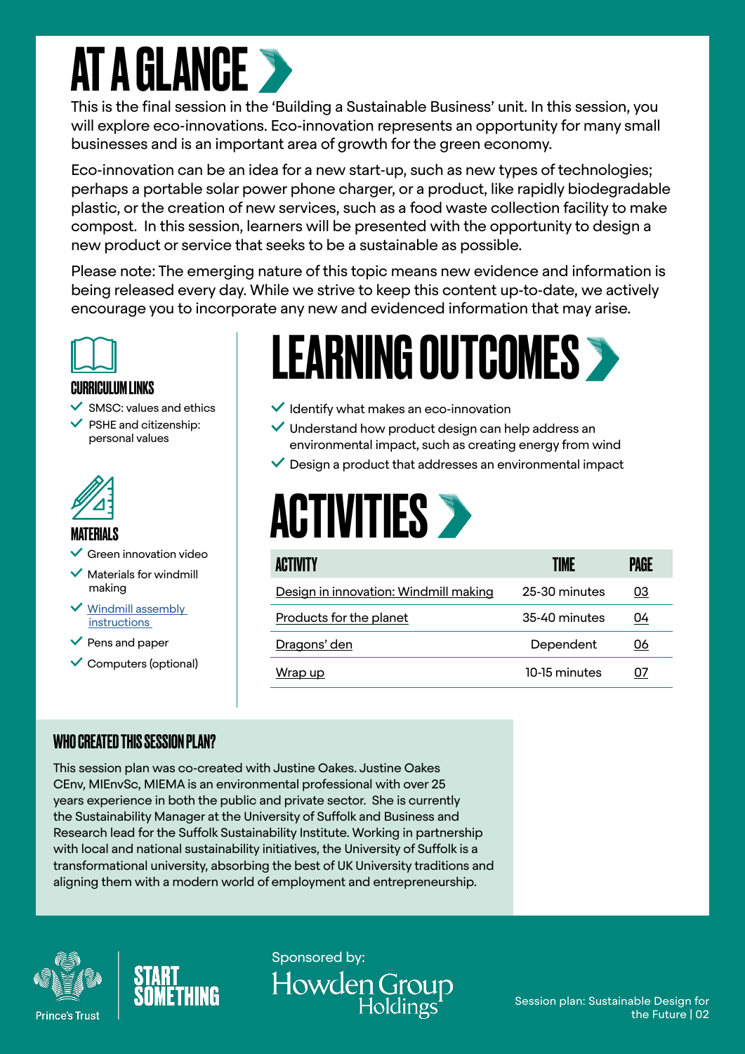# AT A GLANCE

This is the final session in the 'Building a Sustainable Business' unit. In this session, you will explore eco-innovations. Eco-innovation represents an opportunity for many small businesses and is an important area of growth for the green economy.

Eco-innovation can be an idea for a new start-up, such as new types of technologies; perhaps a portable solar power phone charger, or a product, like rapidly biodegradable plastic, or the creation of new services, such as a food waste collection facility to make compost. In this session, learners will be presented with the opportunity to design a new product or service that seeks to be a sustainable as possible.

Please note: The emerging nature of this topic means new evidence and information is being released every day. While we strive to keep this content up-to-date, we actively encourage you to incorporate any new and evidenced information that may arise.

### CURRICULUM LINKS

- SMSC: values and ethics
- PSHE and citizenship: personal values

### MATERIALS

- Green innovation video
- Materials for windmill making
- Windmill assembly instructions
- Pens and paper
- Computers (optional)

# LEARNING OUTCOMES

- Identify what makes an eco-innovation
- Understand how product design can help address an environmental impact, such as creating energy from wind
- Design a product that addresses an environmental impact

# ACTIVITIES

| ACTIVITY | TIME | PAGE |
| --- | --- | --- |
| Design in innovation: Windmill making | 25-30 minutes | 03 |
| Products for the planet | 35-40 minutes | 04 |
| Dragons' den | Dependent | 06 |
| Wrap up | 10-15 minutes | 07 |

### WHO CREATED THIS SESSION PLAN?

This session plan was co-created with Justine Oakes. Justine Oakes CEnv, MIEnvSc, MIEMA is an environmental professional with over 25 years experience in both the public and private sector. She is currently the Sustainability Manager at the University of Suffolk and Business and Research lead for the Suffolk Sustainability Institute. Working in partnership with local and national sustainability initiatives, the University of Suffolk is a transformational university, absorbing the best of UK University traditions and aligning them with a modern world of employment and entrepreneurship.

Prince's Trust | START SOMETHING

Sponsored by: Howden Group Holdings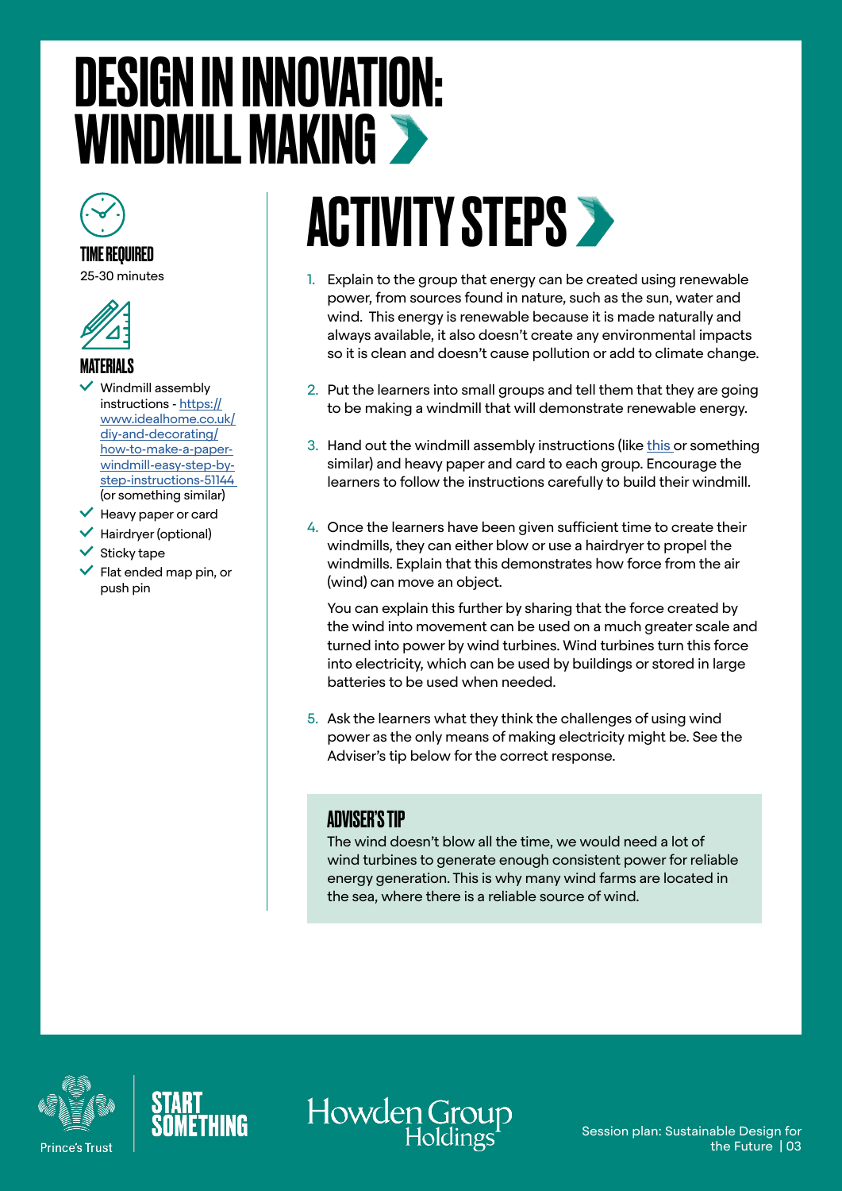# DESIGN IN INNOVATION: WINDMILL MAKING

### TIME REQUIRED

25-30 minutes

### MATERIALS

- Windmill assembly instructions - https://www.idealhome.co.uk/diy-and-decorating/how-to-make-a-paper-windmill-easy-step-by-step-instructions-51144 (or something similar)
- Heavy paper or card
- Hairdryer (optional)
- Sticky tape
- Flat ended map pin, or push pin

## ACTIVITY STEPS

1. Explain to the group that energy can be created using renewable power, from sources found in nature, such as the sun, water and wind. This energy is renewable because it is made naturally and always available, it also doesn't create any environmental impacts so it is clean and doesn't cause pollution or add to climate change.

2. Put the learners into small groups and tell them that they are going to be making a windmill that will demonstrate renewable energy.

3. Hand out the windmill assembly instructions (like this or something similar) and heavy paper and card to each group. Encourage the learners to follow the instructions carefully to build their windmill.

4. Once the learners have been given sufficient time to create their windmills, they can either blow or use a hairdryer to propel the windmills. Explain that this demonstrates how force from the air (wind) can move an object.

   You can explain this further by sharing that the force created by the wind into movement can be used on a much greater scale and turned into power by wind turbines. Wind turbines turn this force into electricity, which can be used by buildings or stored in large batteries to be used when needed.

5. Ask the learners what they think the challenges of using wind power as the only means of making electricity might be. See the Adviser's tip below for the correct response.

### ADVISER'S TIP

The wind doesn't blow all the time, we would need a lot of wind turbines to generate enough consistent power for reliable energy generation. This is why many wind farms are located in the sea, where there is a reliable source of wind.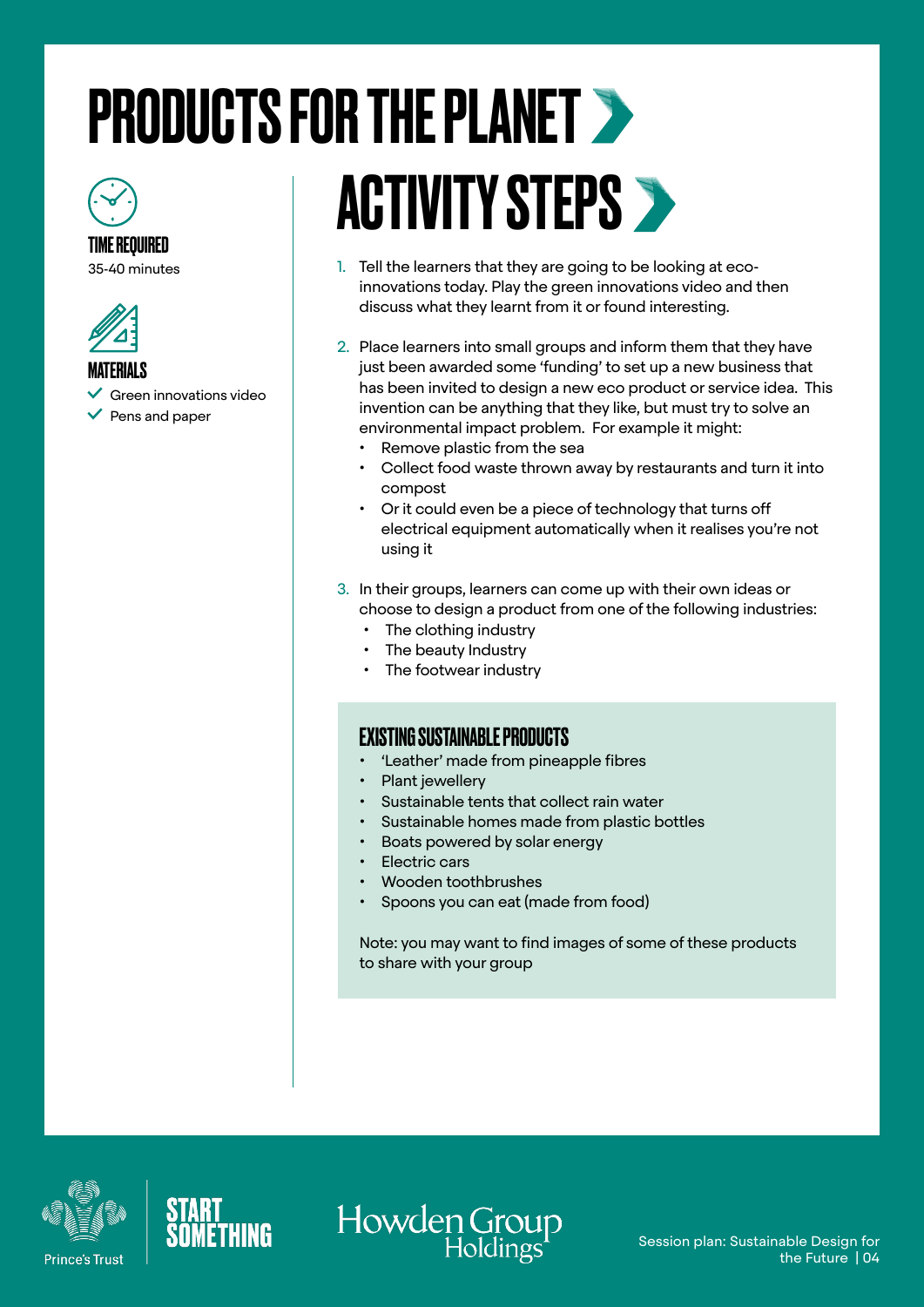# PRODUCTS FOR THE PLANET

### TIME REQUIRED

35-40 minutes

### MATERIALS

- Green innovations video
- Pens and paper

## ACTIVITY STEPS

1. Tell the learners that they are going to be looking at eco-innovations today. Play the green innovations video and then discuss what they learnt from it or found interesting.

2. Place learners into small groups and inform them that they have just been awarded some 'funding' to set up a new business that has been invited to design a new eco product or service idea. This invention can be anything that they like, but must try to solve an environmental impact problem. For example it might:
   - Remove plastic from the sea
   - Collect food waste thrown away by restaurants and turn it into compost
   - Or it could even be a piece of technology that turns off electrical equipment automatically when it realises you're not using it

3. In their groups, learners can come up with their own ideas or choose to design a product from one of the following industries:
   - The clothing industry
   - The beauty Industry
   - The footwear industry

### EXISTING SUSTAINABLE PRODUCTS

- 'Leather' made from pineapple fibres
- Plant jewellery
- Sustainable tents that collect rain water
- Sustainable homes made from plastic bottles
- Boats powered by solar energy
- Electric cars
- Wooden toothbrushes
- Spoons you can eat (made from food)

Note: you may want to find images of some of these products to share with your group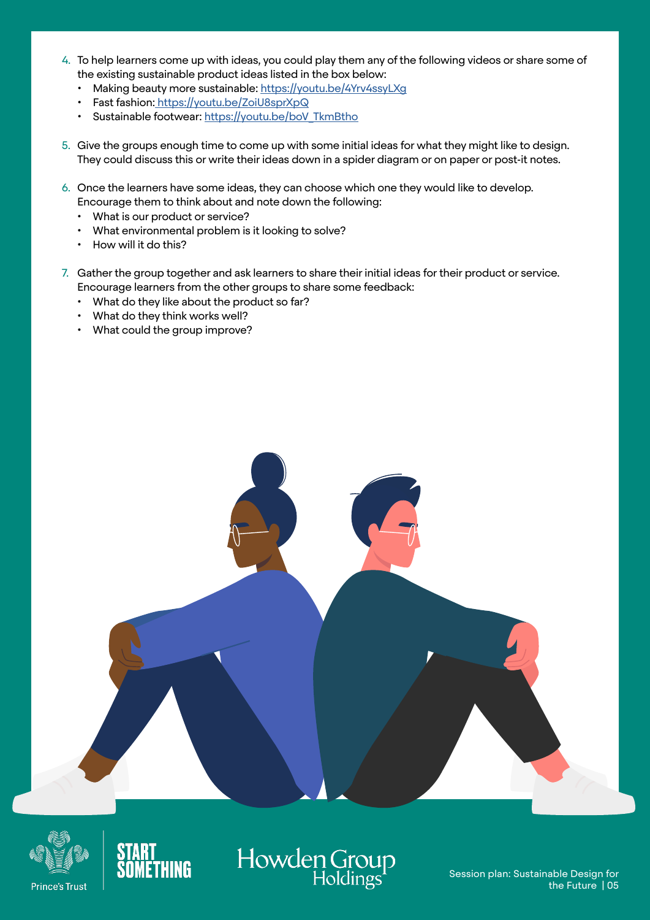4. To help learners come up with ideas, you could play them any of the following videos or share some of the existing sustainable product ideas listed in the box below:
   - Making beauty more sustainable: https://youtu.be/4Yrv4ssyLXg
   - Fast fashion: https://youtu.be/ZoiU8sprXpQ
   - Sustainable footwear: https://youtu.be/boV_TkmBtho

5. Give the groups enough time to come up with some initial ideas for what they might like to design. They could discuss this or write their ideas down in a spider diagram or on paper or post-it notes.

6. Once the learners have some ideas, they can choose which one they would like to develop. Encourage them to think about and note down the following:
   - What is our product or service?
   - What environmental problem is it looking to solve?
   - How will it do this?

7. Gather the group together and ask learners to share their initial ideas for their product or service. Encourage learners from the other groups to share some feedback:
   - What do they like about the product so far?
   - What do they think works well?
   - What could the group improve?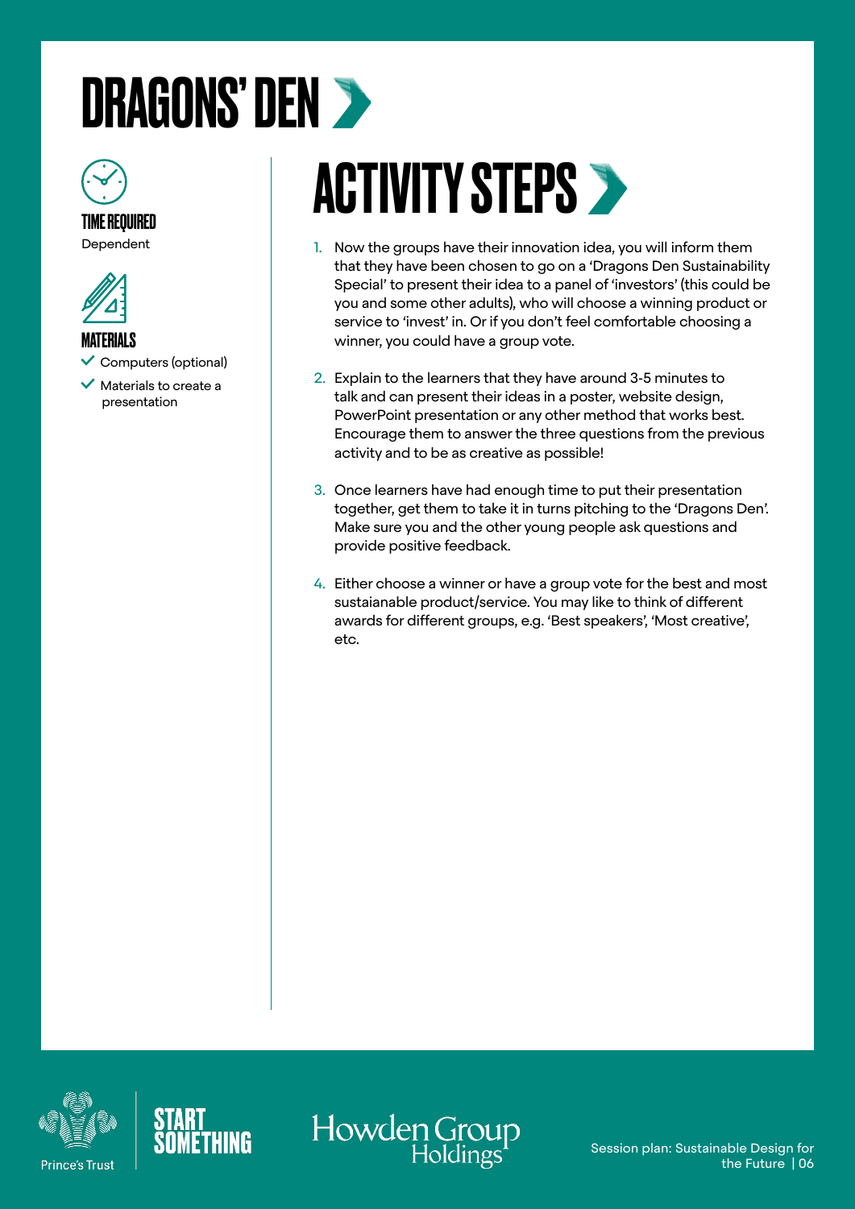# DRAGONS' DEN

### TIME REQUIRED

Dependent

### MATERIALS

- Computers (optional)
- Materials to create a presentation

## ACTIVITY STEPS

1. Now the groups have their innovation idea, you will inform them that they have been chosen to go on a 'Dragons Den Sustainability Special' to present their idea to a panel of 'investors' (this could be you and some other adults), who will choose a winning product or service to 'invest' in. Or if you don't feel comfortable choosing a winner, you could have a group vote.

2. Explain to the learners that they have around 3-5 minutes to talk and can present their ideas in a poster, website design, PowerPoint presentation or any other method that works best. Encourage them to answer the three questions from the previous activity and to be as creative as possible!

3. Once learners have had enough time to put their presentation together, get them to take it in turns pitching to the 'Dragons Den'. Make sure you and the other young people ask questions and provide positive feedback.

4. Either choose a winner or have a group vote for the best and most sustaianable product/service. You may like to think of different awards for different groups, e.g. 'Best speakers', 'Most creative', etc.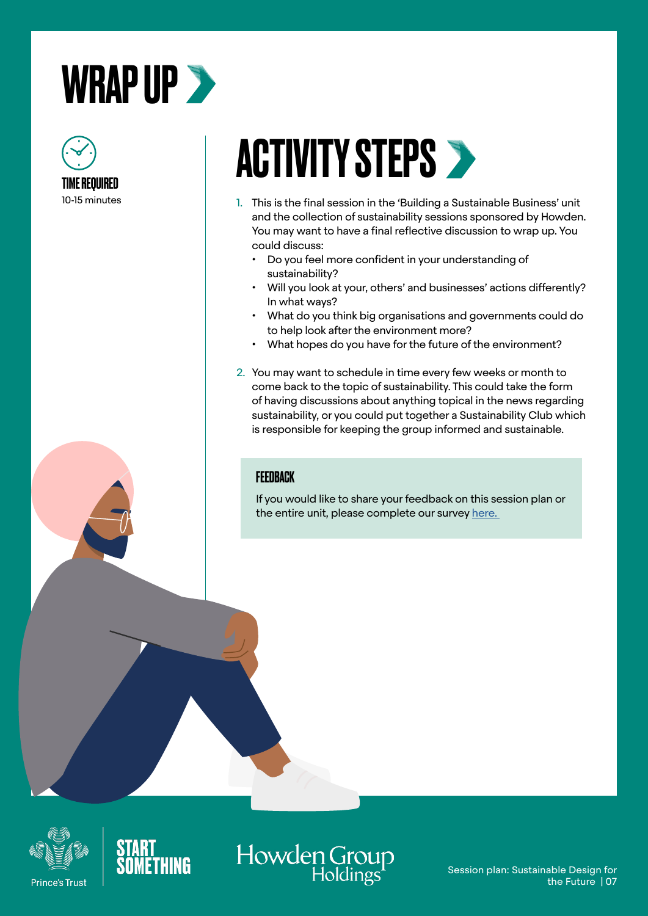# WRAP UP

**TIME REQUIRED**
10-15 minutes

## ACTIVITY STEPS

1. This is the final session in the 'Building a Sustainable Business' unit and the collection of sustainability sessions sponsored by Howden. You may want to have a final reflective discussion to wrap up. You could discuss:
   - Do you feel more confident in your understanding of sustainability?
   - Will you look at your, others' and businesses' actions differently? In what ways?
   - What do you think big organisations and governments could do to help look after the environment more?
   - What hopes do you have for the future of the environment?

2. You may want to schedule in time every few weeks or month to come back to the topic of sustainability. This could take the form of having discussions about anything topical in the news regarding sustainability, or you could put together a Sustainability Club which is responsible for keeping the group informed and sustainable.

**FEEDBACK**

If you would like to share your feedback on this session plan or the entire unit, please complete our survey here.